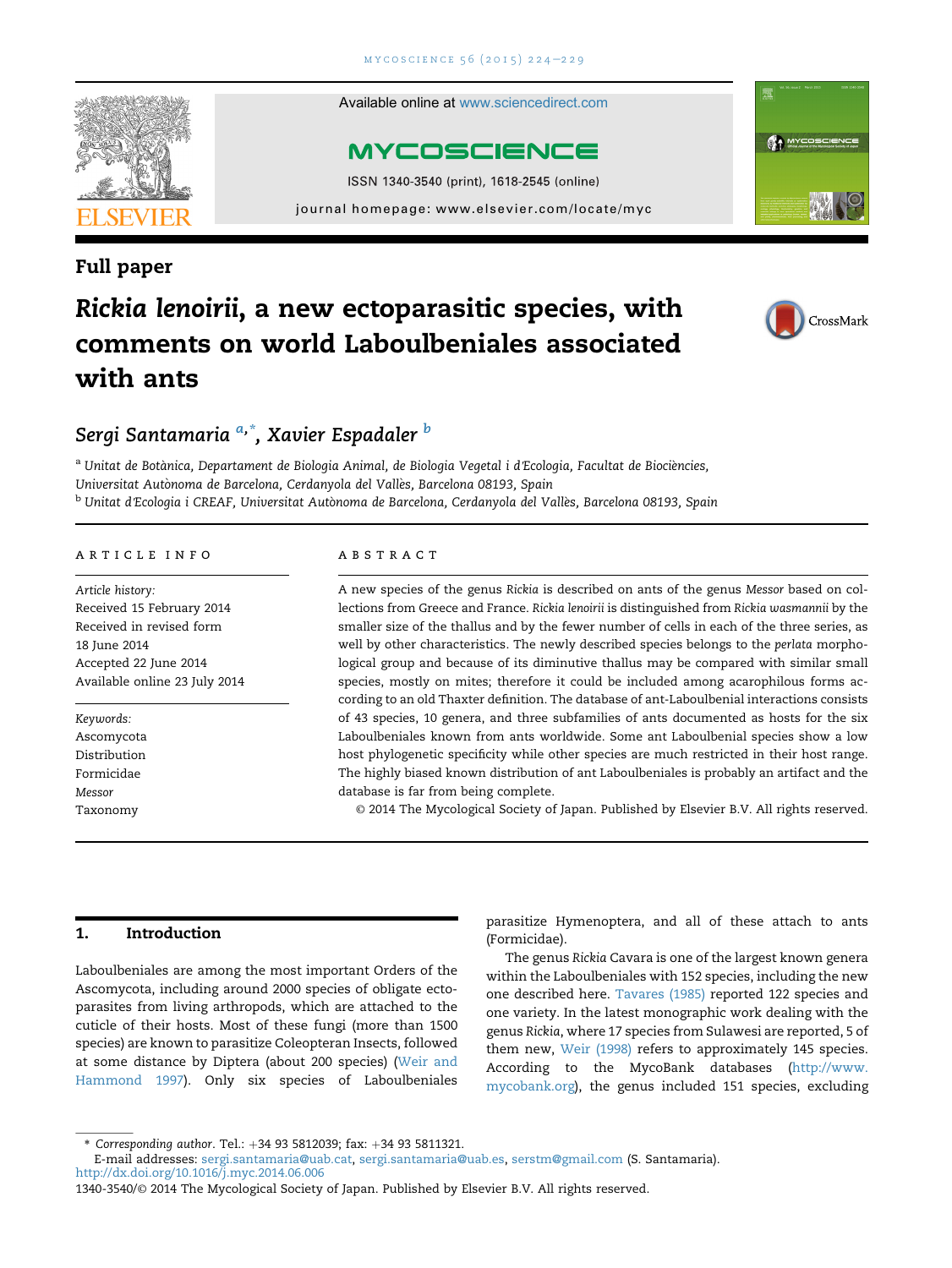Full paper

# *Rickia lenoirii*, a new ectoparasitic species, with comments on world Laboulbeniales associated with ants

**Sergi Santamaria [a,*], Xavier Espadaler [b]**

[a] Unitat de Botànica, Departament de Biologia Animal, de Biologia Vegetal i d'Ecologia, Facultat de Biociències, Universitat Autònoma de Barcelona, Cerdanyola del Vallès, Barcelona 08193, Spain

[b] Unitat d'Ecologia i CREAF, Universitat Autònoma de Barcelona, Cerdanyola del Vallès, Barcelona 08193, Spain

## ARTICLE INFO

*Article history:*
Received 15 February 2014
Received in revised form 18 June 2014
Accepted 22 June 2014
Available online 23 July 2014

*Keywords:*
Ascomycota
Distribution
Formicidae
*Messor*
Taxonomy

## ABSTRACT

A new species of the genus *Rickia* is described on ants of the genus *Messor* based on collections from Greece and France. *Rickia lenoirii* is distinguished from *Rickia wasmannii* by the smaller size of the thallus and by the fewer number of cells in each of the three series, as well as by other characteristics. The newly described species belongs to the *perlata* morphological group and because of its diminutive thallus may be compared with similar small species, mostly on mites; therefore it could be included among acarophilous forms according to an old Thaxter definition. The database of ant-Laboulbenial interactions consists of 43 species, 10 genera, and three subfamilies of ants documented as hosts for the six Laboulbeniales known from ants worldwide. Some ant Laboulbenial species show a low host phylogenetic specificity while other species are much restricted in their host range. The highly biased known distribution of ant Laboulbeniales is probably an artifact and the database is far from being complete.

© 2014 The Mycological Society of Japan. Published by Elsevier B.V. All rights reserved.

## 1. Introduction

Laboulbeniales are among the most important Orders of the Ascomycota, including around 2000 species of obligate ectoparasites from living arthropods, which are attached to the cuticle of their hosts. Most of these fungi (more than 1500 species) are known to parasitize Coleopteran Insects, followed at some distance by Diptera (about 200 species) (Weir and Hammond 1997). Only six species of Laboulbeniales parasitize Hymenoptera, and all of these attach to ants (Formicidae).

The genus *Rickia* Cavara is one of the largest known genera within the Laboulbeniales with 152 species, including the new one described here. Tavares (1985) reported 122 species and one variety. In the latest monographic work dealing with the genus *Rickia*, where 17 species from Sulawesi are reported, 5 of them new, Weir (1998) refers to approximately 145 species. According to the MycoBank databases (http://www.mycobank.org), the genus included 151 species, excluding

* Corresponding author. Tel.: +34 93 5812039; fax: +34 93 5811321.
E-mail addresses: sergi.santamaria@uab.cat, sergi.santamaria@uab.es, serstm@gmail.com (S. Santamaria).
http://dx.doi.org/10.1016/j.myc.2014.06.006
1340-3540/© 2014 The Mycological Society of Japan. Published by Elsevier B.V. All rights reserved.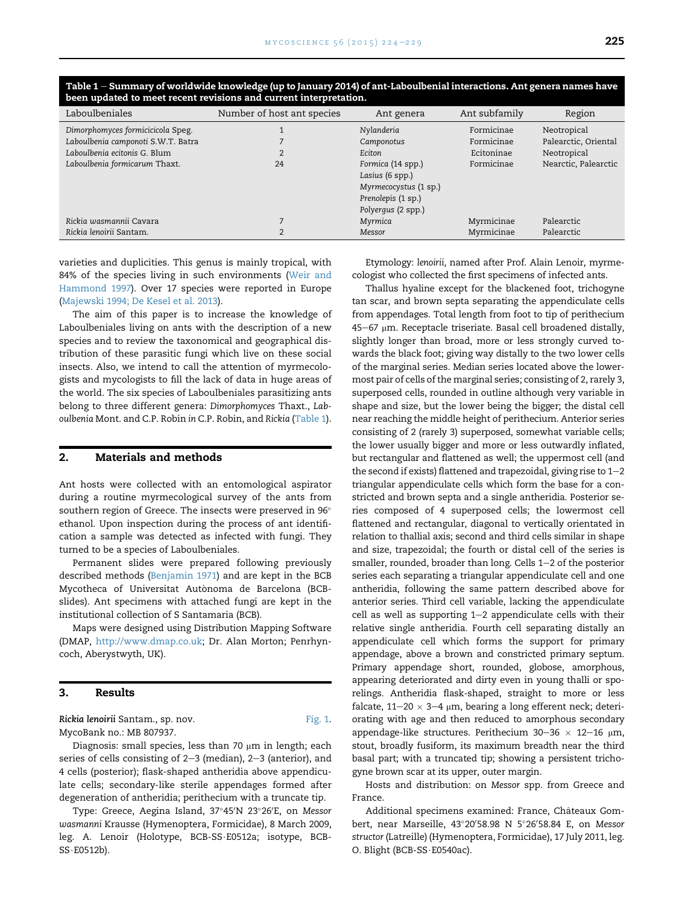**Table 1 – Summary of worldwide knowledge (up to January 2014) of ant-Laboulbenial interactions. Ant genera names have been updated to meet recent revisions and current interpretation.**

| Laboulbeniales | Number of host ant species | Ant genera | Ant subfamily | Region |
|---|---|---|---|---|
| *Dimorphomyces formicicicola* Speg. | 1 | *Nylanderia* | Formicinae | Neotropical |
| *Laboulbenia camponoti* S.W.T. Batra | 7 | *Camponotus* | Formicinae | Palearctic, Oriental |
| *Laboulbenia ecitonis* G. Blum | 2 | *Eciton* | Ecitoninae | Neotropical |
| *Laboulbenia formicarum* Thaxt. | 24 | *Formica* (14 spp.)<br>*Lasius* (6 spp.)<br>*Myrmecocystus* (1 sp.)<br>*Prenolepis* (1 sp.)<br>*Polyergus* (2 spp.) | Formicinae | Nearctic, Palearctic |
| *Rickia wasmannii* Cavara | 7 | *Myrmica* | Myrmicinae | Palearctic |
| *Rickia lenoirii* Santam. | 2 | *Messor* | Myrmicinae | Palearctic |

varieties and duplicities. This genus is mainly tropical, with 84% of the species living in such environments (Weir and Hammond 1997). Over 17 species were reported in Europe (Majewski 1994; De Kesel et al. 2013).

The aim of this paper is to increase the knowledge of Laboulbeniales living on ants with the description of a new species and to review the taxonomical and geographical distribution of these parasitic fungi which live on these social insects. Also, we intend to call the attention of myrmecologists and mycologists to fill the lack of data in huge areas of the world. The six species of Laboulbeniales parasitizing ants belong to three different genera: *Dimorphomyces* Thaxt., *Laboulbenia* Mont. and C.P. Robin *in* C.P. Robin, and *Rickia* (Table 1).

## 2. Materials and methods

Ant hosts were collected with an entomological aspirator during a routine myrmecological survey of the ants from southern region of Greece. The insects were preserved in 96° ethanol. Upon inspection during the process of ant identification a sample was detected as infected with fungi. They turned to be a species of Laboulbeniales.

Permanent slides were prepared following previously described methods (Benjamin 1971) and are kept in the BCB Mycotheca of Universitat Autònoma de Barcelona (BCB-slides). Ant specimens with attached fungi are kept in the institutional collection of S Santamaria (BCB).

Maps were designed using Distribution Mapping Software (DMAP, http://www.dmap.co.uk; Dr. Alan Morton; Penrhyncoch, Aberystwyth, UK).

## 3. Results

***Rickia lenoirii*** Santam., sp. nov. Fig. 1.
MycoBank no.: MB 807937.

Diagnosis: small species, less than 70 μm in length; each series of cells consisting of 2–3 (median), 2–3 (anterior), and 4 cells (posterior); flask-shaped antheridia above appendiculate cells; secondary-like sterile appendages formed after degeneration of antheridia; perithecium with a truncate tip.

Type: Greece, Aegina Island, 37°45′N 23°26′E, on *Messor wasmanni* Krausse (Hymenoptera, Formicidae), 8 March 2009, leg. A. Lenoir (Holotype, BCB-SS·E0512a; isotype, BCB-SS·E0512b).

Etymology: *lenoirii*, named after Prof. Alain Lenoir, myrmecologist who collected the first specimens of infected ants.

Thallus hyaline except for the blackened foot, trichogyne tan scar, and brown septa separating the appendiculate cells from appendages. Total length from foot to tip of perithecium 45–67 μm. Receptacle triseriate. Basal cell broadened distally, slightly longer than broad, more or less strongly curved towards the black foot; giving way distally to the two lower cells of the marginal series. Median series located above the lowermost pair of cells of the marginal series; consisting of 2, rarely 3, superposed cells, rounded in outline although very variable in shape and size, but the lower being the bigger; the distal cell near reaching the middle height of perithecium. Anterior series consisting of 2 (rarely 3) superposed, somewhat variable cells; the lower usually bigger and more or less outwardly inflated, but rectangular and flattened as well; the uppermost cell (and the second if exists) flattened and trapezoidal, giving rise to 1–2 triangular appendiculate cells which form the base for a constricted and brown septa and a single antheridia. Posterior series composed of 4 superposed cells; the lowermost cell flattened and rectangular, diagonal to vertically orientated in relation to thallial axis; second and third cells similar in shape and size, trapezoidal; the fourth or distal cell of the series is smaller, rounded, broader than long. Cells 1–2 of the posterior series each separating a triangular appendiculate cell and one antheridia, following the same pattern described above for anterior series. Third cell variable, lacking the appendiculate cell as well as supporting 1–2 appendiculate cells with their relative single antheridia. Fourth cell separating distally an appendiculate cell which forms the support for primary appendage, above a brown and constricted primary septum. Primary appendage short, rounded, globose, amorphous, appearing deteriorated and dirty even in young thalli or sporelings. Antheridia flask-shaped, straight to more or less falcate, 11–20 × 3–4 μm, bearing a long efferent neck; deteriorating with age and then reduced to amorphous secondary appendage-like structures. Perithecium 30–36 × 12–16 μm, stout, broadly fusiform, its maximum breadth near the third basal part; with a truncated tip; showing a persistent trichogyne brown scar at its upper, outer margin.

Hosts and distribution: on *Messor* spp. from Greece and France.

Additional specimens examined: France, Châteaux Gombert, near Marseille, 43°20′58.98 N 5°26′58.84 E, on *Messor structor* (Latreille) (Hymenoptera, Formicidae), 17 July 2011, leg. O. Blight (BCB-SS·E0540ac).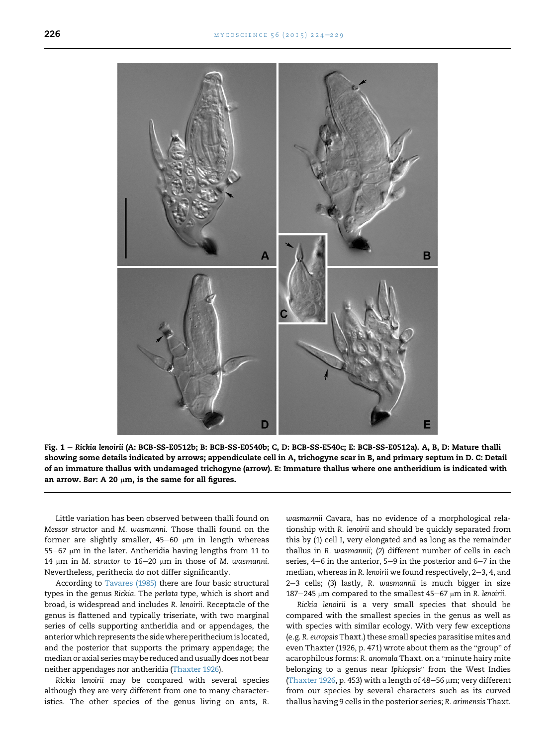**Fig. 1 – *Rickia lenoirii* (A: BCB-SS-E0512b; B: BCB-SS-E0540b; C, D: BCB-SS-E540c; E: BCB-SS-E0512a). A, B, D: Mature thalli showing some details indicated by arrows; appendiculate cell in A, trichogyne scar in B, and primary septum in D. C: Detail of an immature thallus with undamaged trichogyne (arrow). E: Immature thallus where one antheridium is indicated with an arrow. *Bar*: A 20 μm, is the same for all figures.**

Little variation has been observed between thalli found on *Messor structor* and *M. wasmanni*. Those thalli found on the former are slightly smaller, 45–60 μm in length whereas 55–67 μm in the later. Antheridia having lengths from 11 to 14 μm in *M. structor* to 16–20 μm in those of *M. wasmanni*. Nevertheless, perithecia do not differ significantly.

According to Tavares (1985) there are four basic structural types in the genus *Rickia*. The *perlata* type, which is short and broad, is widespread and includes *R. lenoirii*. Receptacle of the genus is flattened and typically triseriate, with two marginal series of cells supporting antheridia and or appendages, the anterior which represents the side where perithecium is located, and the posterior that supports the primary appendage; the median or axial series may be reduced and usually does not bear neither appendages nor antheridia (Thaxter 1926).

*Rickia lenoirii* may be compared with several species although they are very different from one to many characteristics. The other species of the genus living on ants, *R. wasmannii* Cavara, has no evidence of a morphological relationship with *R. lenoirii* and should be quickly separated from this by (1) cell I, very elongated and as long as the remainder thallus in *R. wasmannii*; (2) different number of cells in each series, 4–6 in the anterior, 5–9 in the posterior and 6–7 in the median, whereas in *R. lenoirii* we found respectively, 2–3, 4, and 2–3 cells; (3) lastly, *R. wasmannii* is much bigger in size 187–245 μm compared to the smallest 45–67 μm in *R. lenoirii*.

*Rickia lenoirii* is a very small species that should be compared with the smallest species in the genus as well as with species with similar ecology. With very few exceptions (e.g. *R. europsis* Thaxt.) these small species parasitise mites and even Thaxter (1926, p. 471) wrote about them as the "group" of acarophilous forms: *R. anomala* Thaxt. on a "minute hairy mite belonging to a genus near *Iphiopsis*" from the West Indies (Thaxter 1926, p. 453) with a length of 48–56 μm; very different from our species by several characters such as its curved thallus having 9 cells in the posterior series; *R. arimensis* Thaxt.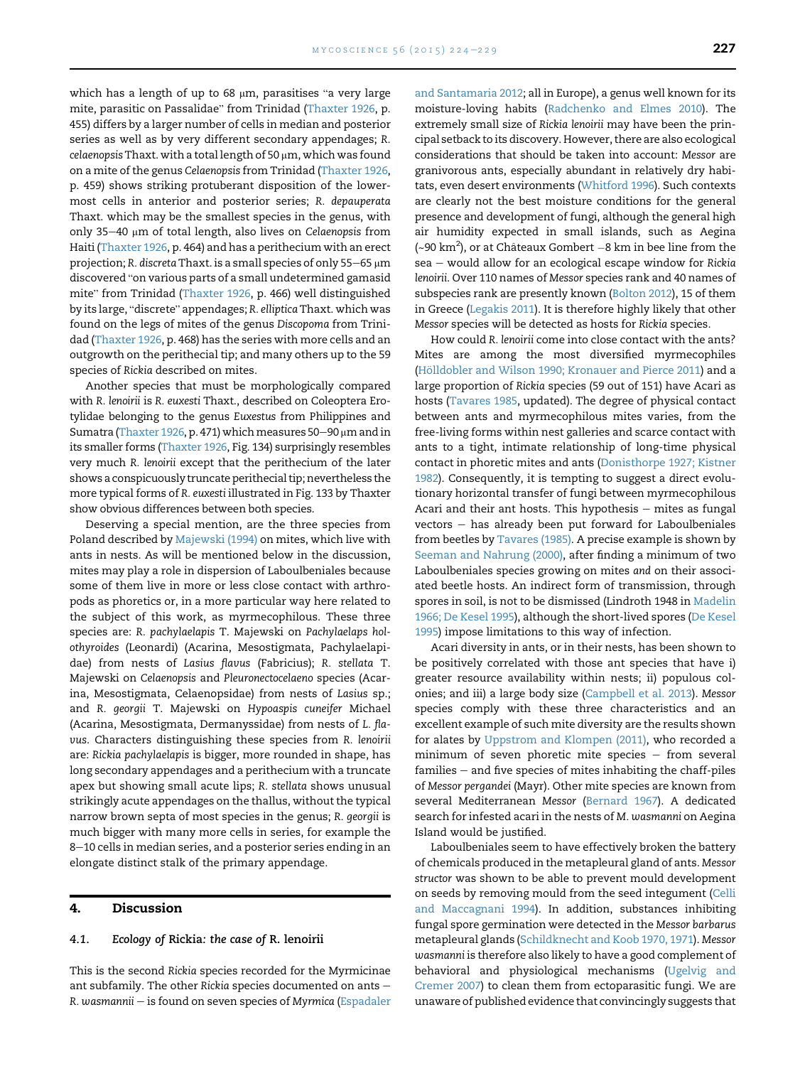which has a length of up to 68 μm, parasitises "a very large mite, parasitic on Passalidae" from Trinidad (Thaxter 1926, p. 455) differs by a larger number of cells in median and posterior series as well as by very different secondary appendages; *R. celaenopsis* Thaxt. with a total length of 50 μm, which was found on a mite of the genus *Celaenopsis* from Trinidad (Thaxter 1926, p. 459) shows striking protuberant disposition of the lowermost cells in anterior and posterior series; *R. depauperata* Thaxt. which may be the smallest species in the genus, with only 35–40 μm of total length, also lives on *Celaenopsis* from Haiti (Thaxter 1926, p. 464) and has a perithecium with an erect projection; *R. discreta* Thaxt. is a small species of only 55–65 μm discovered "on various parts of a small undetermined gamasid mite" from Trinidad (Thaxter 1926, p. 466) well distinguished by its large, "discrete" appendages; *R. elliptica* Thaxt. which was found on the legs of mites of the genus *Discopoma* from Trinidad (Thaxter 1926, p. 468) has the series with more cells and an outgrowth on the perithecial tip; and many others up to the 59 species of *Rickia* described on mites.

Another species that must be morphologically compared with *R. lenoirii* is *R. euxesti* Thaxt., described on Coleoptera Erotylidae belonging to the genus *Euxestus* from Philippines and Sumatra (Thaxter 1926, p. 471) which measures 50–90 μm and in its smaller forms (Thaxter 1926, Fig. 134) surprisingly resembles very much *R. lenoirii* except that the perithecium of the later shows a conspicuously truncate perithecial tip; nevertheless the more typical forms of *R. euxesti* illustrated in Fig. 133 by Thaxter show obvious differences between both species.

Deserving a special mention, are the three species from Poland described by Majewski (1994) on mites, which live with ants in nests. As will be mentioned below in the discussion, mites may play a role in dispersion of Laboulbeniales because some of them live in more or less close contact with arthropods as phoretics or, in a more particular way here related to the subject of this work, as myrmecophilous. These three species are: *R. pachylaelapis* T. Majewski on *Pachylaelaps holothyroides* (Leonardi) (Acarina, Mesostigmata, Pachylaelapidae) from nests of *Lasius flavus* (Fabricius); *R. stellata* T. Majewski on *Celaenopsis* and *Pleuronectocelaeno* species (Acarina, Mesostigmata, Celaenopsidae) from nests of *Lasius* sp.; and *R. georgii* T. Majewski on *Hypoaspis cuneifer* Michael (Acarina, Mesostigmata, Dermanyssidae) from nests of *L. flavus*. Characters distinguishing these species from *R. lenoirii* are: *Rickia pachylaelapis* is bigger, more rounded in shape, has long secondary appendages and a perithecium with a truncate apex but showing small acute lips; *R. stellata* shows unusual strikingly acute appendages on the thallus, without the typical narrow brown septa of most species in the genus; *R. georgii* is much bigger with many more cells in series, for example the 8–10 cells in median series, and a posterior series ending in an elongate distinct stalk of the primary appendage.

## 4. Discussion

### 4.1. Ecology of *Rickia*: the case of *R. lenoirii*

This is the second *Rickia* species recorded for the Myrmicinae ant subfamily. The other *Rickia* species documented on ants – *R. wasmannii* – is found on seven species of *Myrmica* (Espadaler and Santamaria 2012; all in Europe), a genus well known for its moisture-loving habits (Radchenko and Elmes 2010). The extremely small size of *Rickia lenoirii* may have been the principal setback to its discovery. However, there are also ecological considerations that should be taken into account: *Messor* are granivorous ants, especially abundant in relatively dry habitats, even desert environments (Whitford 1996). Such contexts are clearly not the best moisture conditions for the general presence and development of fungi, although the general high air humidity expected in small islands, such as Aegina (~90 km$^2$), or at Châteaux Gombert –8 km in bee line from the sea – would allow for an ecological escape window for *Rickia lenoirii*. Over 110 names of *Messor* species rank and 40 names of subspecies rank are presently known (Bolton 2012), 15 of them in Greece (Legakis 2011). It is therefore highly likely that other *Messor* species will be detected as hosts for *Rickia* species.

How could *R. lenoirii* come into close contact with the ants? Mites are among the most diversified myrmecophiles (Hölldobler and Wilson 1990; Kronauer and Pierce 2011) and a large proportion of *Rickia* species (59 out of 151) have Acari as hosts (Tavares 1985, updated). The degree of physical contact between ants and myrmecophilous mites varies, from the free-living forms within nest galleries and scarce contact with ants to a tight, intimate relationship of long-time physical contact in phoretic mites and ants (Donisthorpe 1927; Kistner 1982). Consequently, it is tempting to suggest a direct evolutionary horizontal transfer of fungi between myrmecophilous Acari and their ant hosts. This hypothesis – mites as fungal vectors – has already been put forward for Laboulbeniales from beetles by Tavares (1985). A precise example is shown by Seeman and Nahrung (2000), after finding a minimum of two Laboulbeniales species growing on mites *and* on their associated beetle hosts. An indirect form of transmission, through spores in soil, is not to be dismissed (Lindroth 1948 in Madelin 1966; De Kesel 1995), although the short-lived spores (De Kesel 1995) impose limitations to this way of infection.

Acari diversity in ants, or in their nests, has been shown to be positively correlated with those ant species that have i) greater resource availability within nests; ii) populous colonies; and iii) a large body size (Campbell et al. 2013). *Messor* species comply with these three characteristics and an excellent example of such mite diversity are the results shown for alates by Uppstrom and Klompen (2011), who recorded a minimum of seven phoretic mite species – from several families – and five species of mites inhabiting the chaff-piles of *Messor pergandei* (Mayr). Other mite species are known from several Mediterranean *Messor* (Bernard 1967). A dedicated search for infested acari in the nests of *M. wasmanni* on Aegina Island would be justified.

Laboulbeniales seem to have effectively broken the battery of chemicals produced in the metapleural gland of ants. *Messor structor* was shown to be able to prevent mould development on seeds by removing mould from the seed integument (Celli and Maccagnani 1994). In addition, substances inhibiting fungal spore germination were detected in the *Messor barbarus* metapleural glands (Schildknecht and Koob 1970, 1971). *Messor wasmanni* is therefore also likely to have a good complement of behavioral and physiological mechanisms (Ugelvig and Cremer 2007) to clean them from ectoparasitic fungi. We are unaware of published evidence that convincingly suggests that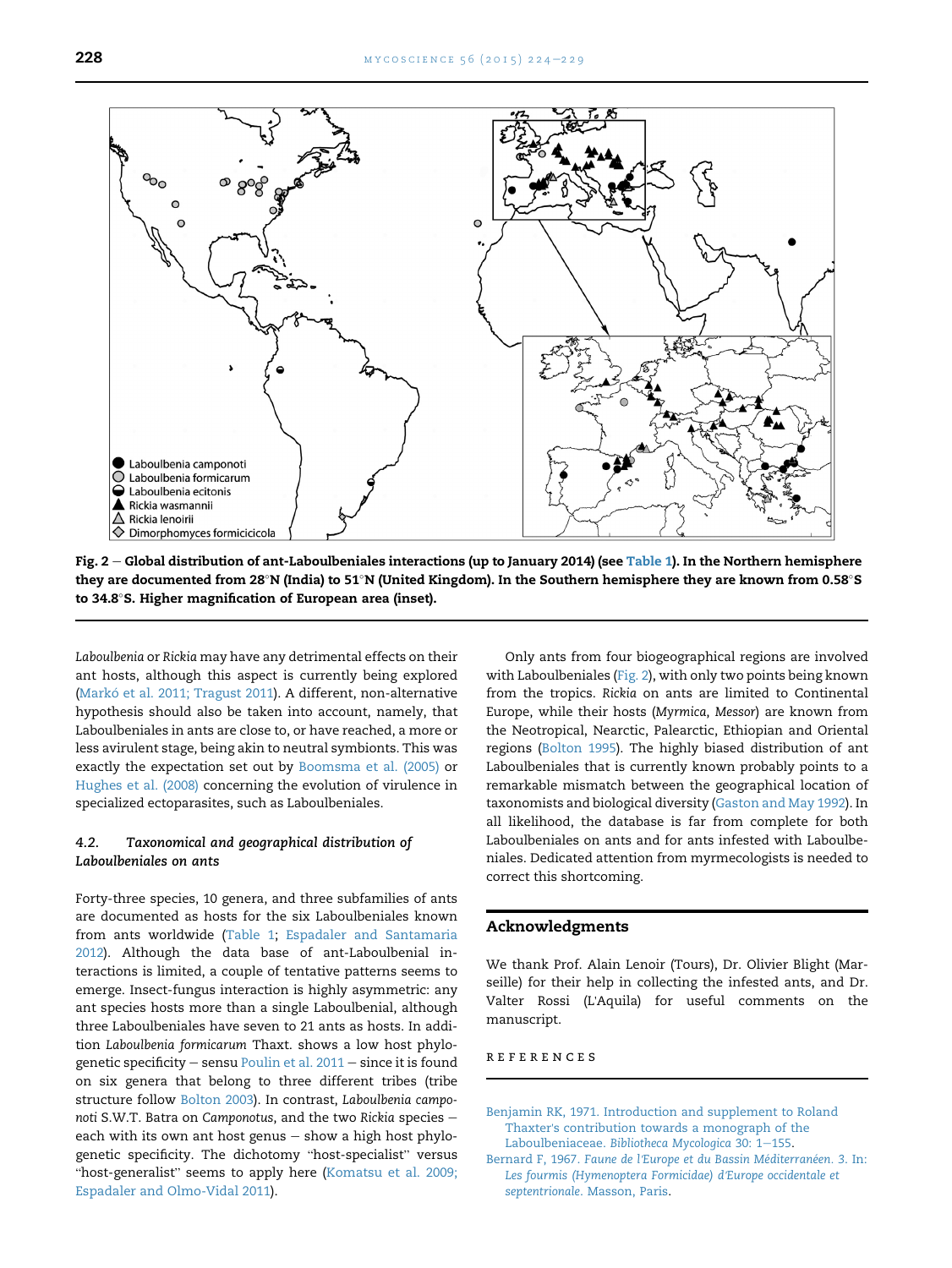Fig. 2 – **Global distribution of ant-Laboulbeniales interactions (up to January 2014) (see Table 1). In the Northern hemisphere they are documented from 28°N (India) to 51°N (United Kingdom). In the Southern hemisphere they are known from 0.58°S to 34.8°S. Higher magnification of European area (inset).**

*Laboulbenia* or *Rickia* may have any detrimental effects on their ant hosts, although this aspect is currently being explored (Markó et al. 2011; Tragust 2011). A different, non-alternative hypothesis should also be taken into account, namely, that Laboulbeniales in ants are close to, or have reached, a more or less avirulent stage, being akin to neutral symbionts. This was exactly the expectation set out by Boomsma et al. (2005) or Hughes et al. (2008) concerning the evolution of virulence in specialized ectoparasites, such as Laboulbeniales.

### 4.2. Taxonomical and geographical distribution of Laboulbeniales on ants

Forty-three species, 10 genera, and three subfamilies of ants are documented as hosts for the six Laboulbeniales known from ants worldwide (Table 1; Espadaler and Santamaria 2012). Although the data base of ant-Laboulbenial interactions is limited, a couple of tentative patterns seems to emerge. Insect-fungus interaction is highly asymmetric: any ant species hosts more than a single Laboulbenial, although three Laboulbeniales have seven to 21 ants as hosts. In addition *Laboulbenia formicarum* Thaxt. shows a low host phylogenetic specificity – sensu Poulin et al. 2011 – since it is found on six genera that belong to three different tribes (tribe structure follow Bolton 2003). In contrast, *Laboulbenia camponoti* S.W.T. Batra on *Camponotus*, and the two *Rickia* species – each with its own ant host genus – show a high host phylogenetic specificity. The dichotomy "host-specialist" versus "host-generalist" seems to apply here (Komatsu et al. 2009; Espadaler and Olmo-Vidal 2011).

Only ants from four biogeographical regions are involved with Laboulbeniales (Fig. 2), with only two points being known from the tropics. *Rickia* on ants are limited to Continental Europe, while their hosts (*Myrmica*, *Messor*) are known from the Neotropical, Nearctic, Palearctic, Ethiopian and Oriental regions (Bolton 1995). The highly biased distribution of ant Laboulbeniales that is currently known probably points to a remarkable mismatch between the geographical location of taxonomists and biological diversity (Gaston and May 1992). In all likelihood, the database is far from complete for both Laboulbeniales on ants and for ants infested with Laboulbeniales. Dedicated attention from myrmecologists is needed to correct this shortcoming.

## Acknowledgments

We thank Prof. Alain Lenoir (Tours), Dr. Olivier Blight (Marseille) for their help in collecting the infested ants, and Dr. Valter Rossi (L'Aquila) for useful comments on the manuscript.

## REFERENCES

Benjamin RK, 1971. Introduction and supplement to Roland Thaxter's contribution towards a monograph of the Laboulbeniaceae. *Bibliotheca Mycologica* 30: 1–155.

Bernard F, 1967. *Faune de l'Europe et du Bassin Méditerranéen. 3.* In: *Les fourmis (Hymenoptera Formicidae) d'Europe occidentale et septentrionale*. Masson, Paris.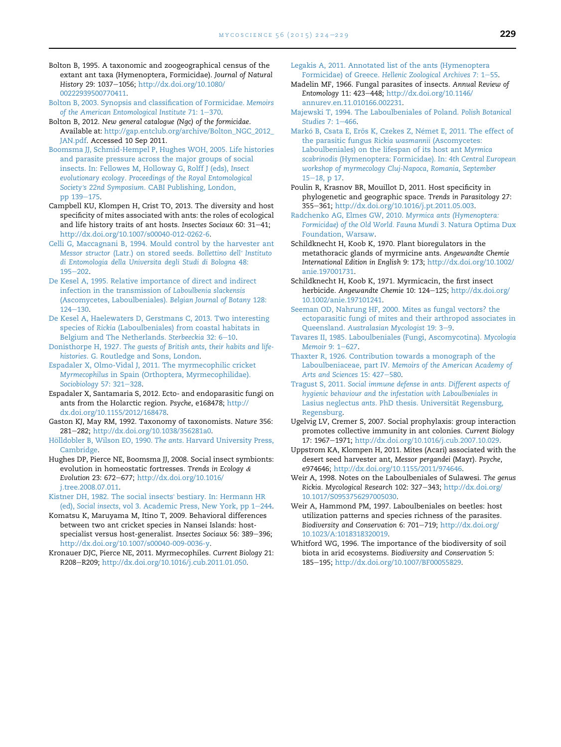Bolton B, 1995. A taxonomic and zoogeographical census of the extant ant taxa (Hymenoptera, Formicidae). *Journal of Natural History* 29: 1037–1056; http://dx.doi.org/10.1080/00222939500770411.

Bolton B, 2003. Synopsis and classification of Formicidae. *Memoirs of the American Entomological Institute* 71: 1–370.

Bolton B, 2012. *New general catalogue (Ngc) of the formicidae*. Available at: http://gap.entclub.org/archive/Bolton_NGC_2012_JAN.pdf. Accessed 10 Sep 2011.

Boomsma JJ, Schmid-Hempel P, Hughes WOH, 2005. Life histories and parasite pressure across the major groups of social insects. In: Fellowes M, Holloway G, Rolff J (eds), *Insect evolutionary ecology*. *Proceedings of the Royal Entomological Society's 22nd Symposium*. CABI Publishing, London, pp 139–175.

Campbell KU, Klompen H, Crist TO, 2013. The diversity and host specificity of mites associated with ants: the roles of ecological and life history traits of ant hosts. *Insectes Sociaux* 60: 31–41; http://dx.doi.org/10.1007/s00040-012-0262-6.

Celli G, Maccagnani B, 1994. Mould control by the harvester ant *Messor structor* (Latr.) on stored seeds. *Bollettino dell' Instituto di Entomologia della Universita degli Studi di Bologna* 48: 195–202.

De Kesel A, 1995. Relative importance of direct and indirect infection in the transmission of *Laboulbenia slackensis* (Ascomycetes, Laboulbeniales). *Belgian Journal of Botany* 128: 124–130.

De Kesel A, Haelewaters D, Gerstmans C, 2013. Two interesting species of *Rickia* (Laboulbeniales) from coastal habitats in Belgium and The Netherlands. *Sterbeeckia* 32: 6–10.

Donisthorpe H, 1927. *The guests of British ants, their habits and life-histories*. G. Routledge and Sons, London.

Espadaler X, Olmo-Vidal J, 2011. The myrmecophilic cricket *Myrmecophilus* in Spain (Orthoptera, Myrmecophilidae). *Sociobiology* 57: 321–328.

Espadaler X, Santamaria S, 2012. Ecto- and endoparasitic fungi on ants from the Holarctic region. *Psyche*, e168478; http://dx.doi.org/10.1155/2012/168478.

Gaston KJ, May RM, 1992. Taxonomy of taxonomists. *Nature* 356: 281–282; http://dx.doi.org/10.1038/356281a0.

Hölldobler B, Wilson EO, 1990. *The ants*. Harvard University Press, Cambridge.

Hughes DP, Pierce NE, Boomsma JJ, 2008. Social insect symbionts: evolution in homeostatic fortresses. *Trends in Ecology & Evolution* 23: 672–677; http://dx.doi.org/10.1016/j.tree.2008.07.011.

Kistner DH, 1982. The social insects' bestiary. In: Hermann HR (ed), *Social insects*, vol 3. Academic Press, New York, pp 1–244.

Komatsu K, Maruyama M, Itino T, 2009. Behavioral differences between two ant cricket species in Nansei Islands: host-specialist versus host-generalist. *Insectes Sociaux* 56: 389–396; http://dx.doi.org/10.1007/s00040-009-0036-y.

Kronauer DJC, Pierce NE, 2011. Myrmecophiles. *Current Biology* 21: R208–R209; http://dx.doi.org/10.1016/j.cub.2011.01.050.

Legakis A, 2011. Annotated list of the ants (Hymenoptera Formicidae) of Greece. *Hellenic Zoological Archives* 7: 1–55.

Madelin MF, 1966. Fungal parasites of insects. *Annual Review of Entomology* 11: 423–448; http://dx.doi.org/10.1146/annurev.en.11.010166.002231.

Majewski T, 1994. The Laboulbeniales of Poland. *Polish Botanical Studies* 7: 1–466.

Markó B, Csata E, Erős K, Czekes Z, Német E, 2011. The effect of the parasitic fungus *Rickia wasmannii* (Ascomycetes: Laboulbeniales) on the lifespan of its host ant *Myrmica scabrinodis* (Hymenoptera: Formicidae). In: *4th Central European workshop of myrmecology Cluj-Napoca, Romania, September 15–18*, p 17.

Poulin R, Krasnov BR, Mouillot D, 2011. Host specificity in phylogenetic and geographic space. *Trends in Parasitology* 27: 355–361; http://dx.doi.org/10.1016/j.pt.2011.05.003.

Radchenko AG, Elmes GW, 2010. *Myrmica ants (Hymenoptera: Formicidae) of the Old World*. *Fauna Mundi* 3. Natura Optima Dux Foundation, Warsaw.

Schildknecht H, Koob K, 1970. Plant bioregulators in the metathoracic glands of myrmicine ants. *Angewandte Chemie International Edition in English* 9: 173; http://dx.doi.org/10.1002/anie.197001731.

Schildknecht H, Koob K, 1971. Myrmicacin, the first insect herbicide. *Angewandte Chemie* 10: 124–125; http://dx.doi.org/10.1002/anie.197101241.

Seeman OD, Nahrung HF, 2000. Mites as fungal vectors? the ectoparasitic fungi of mites and their arthropod associates in Queensland. *Australasian Mycologist* 19: 3–9.

Tavares II, 1985. Laboulbeniales (Fungi, Ascomycotina). *Mycologia Memoir* 9: 1–627.

Thaxter R, 1926. Contribution towards a monograph of the Laboulbeniaceae, part IV. *Memoirs of the American Academy of Arts and Sciences* 15: 427–580.

Tragust S, 2011. *Social immune defense in ants. Different aspects of hygienic behaviour and the infestation with Laboulbeniales in* Lasius neglectus *ants*. PhD thesis. Universität Regensburg, Regensburg.

Ugelvig LV, Cremer S, 2007. Social prophylaxis: group interaction promotes collective immunity in ant colonies. *Current Biology* 17: 1967–1971; http://dx.doi.org/10.1016/j.cub.2007.10.029.

Uppstrom KA, Klompen H, 2011. Mites (Acari) associated with the desert seed harvester ant, *Messor pergandei* (Mayr). *Psyche*, e974646; http://dx.doi.org/10.1155/2011/974646.

Weir A, 1998. Notes on the Laboulbeniales of Sulawesi. *The genus Rickia*. *Mycological Research* 102: 327–343; http://dx.doi.org/10.1017/S0953756297005030.

Weir A, Hammond PM, 1997. Laboulbeniales on beetles: host utilization patterns and species richness of the parasites. *Biodiversity and Conservation* 6: 701–719; http://dx.doi.org/10.1023/A:1018318320019.

Whitford WG, 1996. The importance of the biodiversity of soil biota in arid ecosystems. *Biodiversity and Conservation* 5: 185–195; http://dx.doi.org/10.1007/BF00055829.